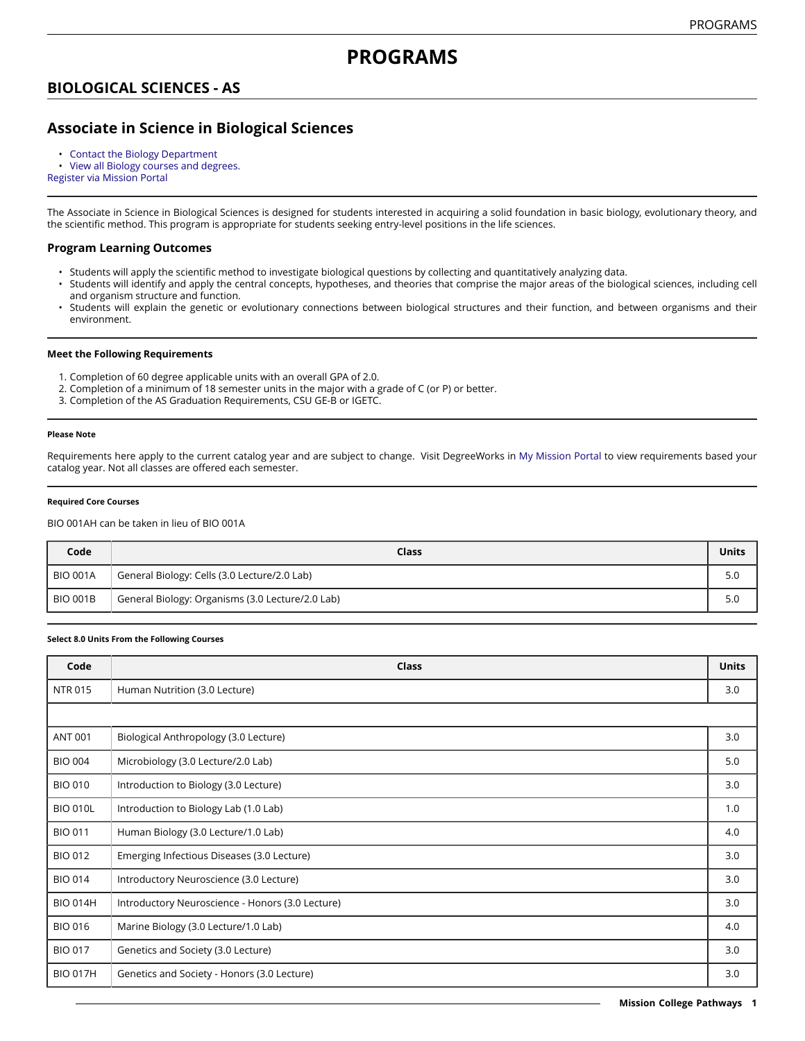# PROGRAMS

## BIOLOGICAL SCIENCES - AS

## Associate in Science in Biological Sciences

- Contact the Biology Department
- View all Biology courses and degrees.

Register via Mission Portal

The Associate in Science in Biological Sciences is designed for students interested in acquiring a solid foundation in basic biology, evolutionary theory, and the scientific method. This program is appropriate for students seeking entry-level positions in the life sciences.

### Program Learning Outcomes

- Students will apply the scientific method to investigate biological questions by collecting and quantitatively analyzing data.
- Students will identify and apply the central concepts, hypotheses, and theories that comprise the major areas of the biological sciences, including cell and organism structure and function.
- Students will explain the genetic or evolutionary connections between biological structures and their function, and between organisms and their environment.

#### Meet the Following Requirements

1. Completion of 60 degree applicable units with an overall GPA of 2.0.
2. Completion of a minimum of 18 semester units in the major with a grade of C (or P) or better.
3. Completion of the AS Graduation Requirements, CSU GE-B or IGETC.

##### Please Note

Requirements here apply to the current catalog year and are subject to change. Visit DegreeWorks in My Mission Portal to view requirements based your catalog year. Not all classes are offered each semester.

##### Required Core Courses

BIO 001AH can be taken in lieu of BIO 001A

| Code | Class | Units |
|---|---|---|
| BIO 001A | General Biology: Cells (3.0 Lecture/2.0 Lab) | 5.0 |
| BIO 001B | General Biology: Organisms (3.0 Lecture/2.0 Lab) | 5.0 |

##### Select 8.0 Units From the Following Courses

| Code | Class | Units |
|---|---|---|
| NTR 015 | Human Nutrition (3.0 Lecture) | 3.0 |
| | | |
| ANT 001 | Biological Anthropology (3.0 Lecture) | 3.0 |
| BIO 004 | Microbiology (3.0 Lecture/2.0 Lab) | 5.0 |
| BIO 010 | Introduction to Biology (3.0 Lecture) | 3.0 |
| BIO 010L | Introduction to Biology Lab (1.0 Lab) | 1.0 |
| BIO 011 | Human Biology (3.0 Lecture/1.0 Lab) | 4.0 |
| BIO 012 | Emerging Infectious Diseases (3.0 Lecture) | 3.0 |
| BIO 014 | Introductory Neuroscience (3.0 Lecture) | 3.0 |
| BIO 014H | Introductory Neuroscience - Honors (3.0 Lecture) | 3.0 |
| BIO 016 | Marine Biology (3.0 Lecture/1.0 Lab) | 4.0 |
| BIO 017 | Genetics and Society (3.0 Lecture) | 3.0 |
| BIO 017H | Genetics and Society - Honors (3.0 Lecture) | 3.0 |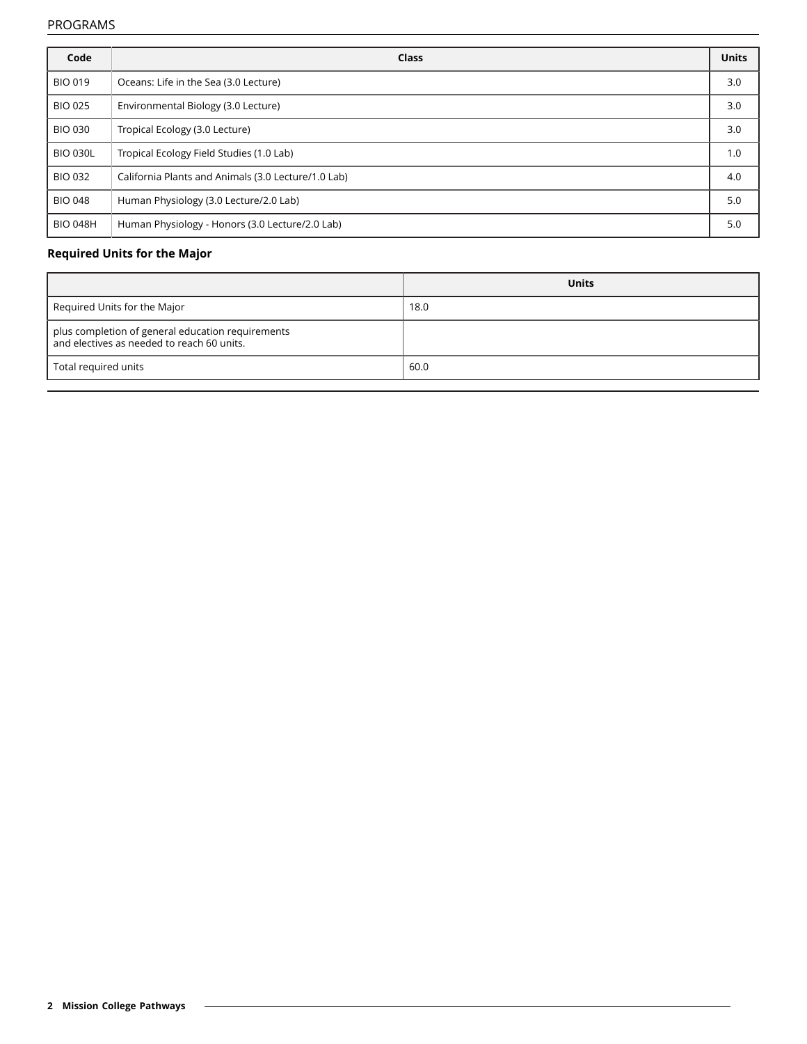| Code | Class | Units |
| --- | --- | --- |
| BIO 019 | Oceans: Life in the Sea (3.0 Lecture) | 3.0 |
| BIO 025 | Environmental Biology (3.0 Lecture) | 3.0 |
| BIO 030 | Tropical Ecology (3.0 Lecture) | 3.0 |
| BIO 030L | Tropical Ecology Field Studies (1.0 Lab) | 1.0 |
| BIO 032 | California Plants and Animals (3.0 Lecture/1.0 Lab) | 4.0 |
| BIO 048 | Human Physiology (3.0 Lecture/2.0 Lab) | 5.0 |
| BIO 048H | Human Physiology - Honors (3.0 Lecture/2.0 Lab) | 5.0 |

### Required Units for the Major

| | Units |
| --- | --- |
| Required Units for the Major | 18.0 |
| plus completion of general education requirements and electives as needed to reach 60 units. | |
| Total required units | 60.0 |